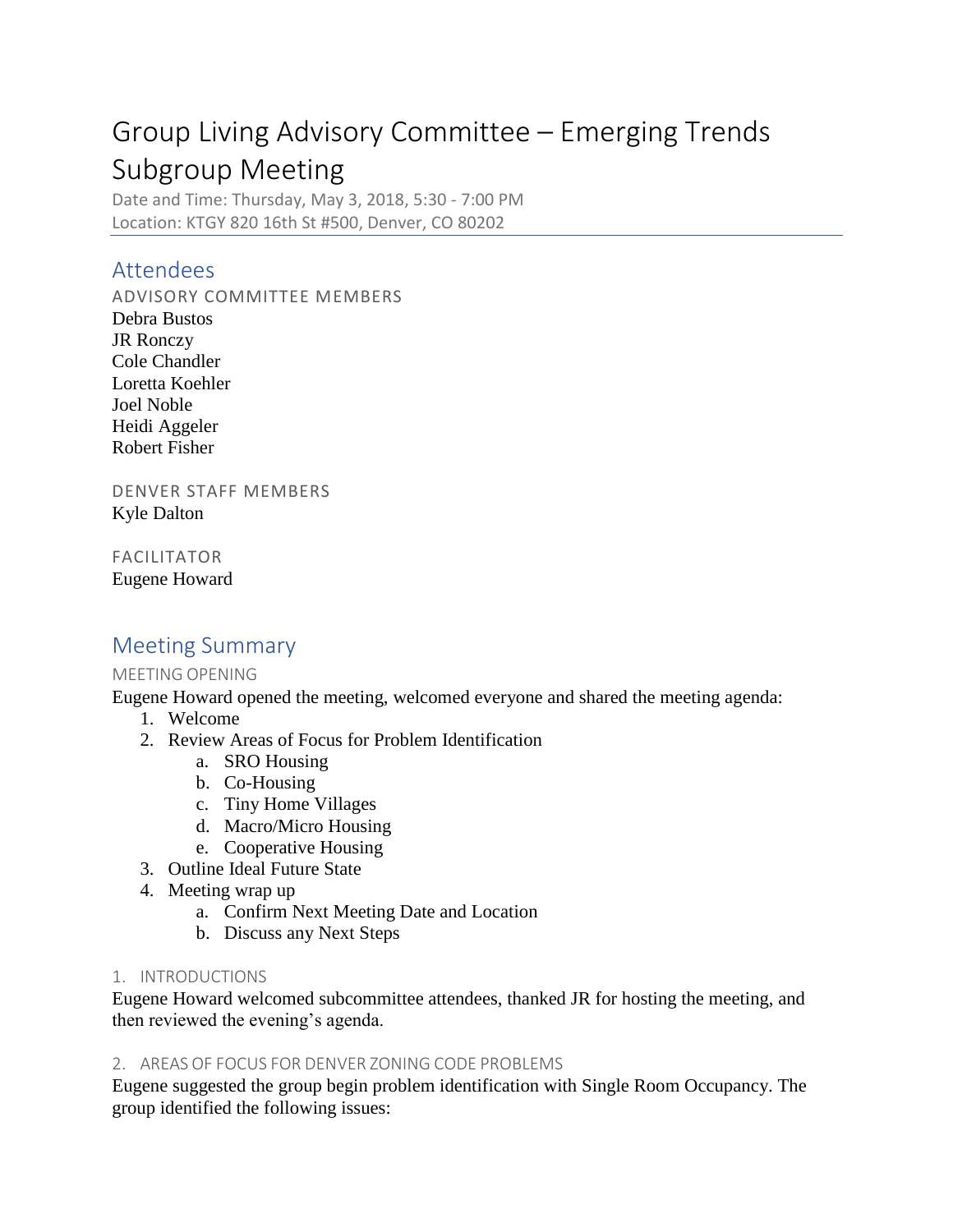# Group Living Advisory Committee – Emerging Trends Subgroup Meeting

Date and Time: Thursday, May 3, 2018, 5:30 - 7:00 PM
Location: KTGY 820 16th St #500, Denver, CO 80202

## Attendees

### ADVISORY COMMITTEE MEMBERS

Debra Bustos
JR Ronczy
Cole Chandler
Loretta Koehler
Joel Noble
Heidi Aggeler
Robert Fisher

### DENVER STAFF MEMBERS

Kyle Dalton

### FACILITATOR

Eugene Howard

## Meeting Summary

### MEETING OPENING

Eugene Howard opened the meeting, welcomed everyone and shared the meeting agenda:

1. Welcome
2. Review Areas of Focus for Problem Identification
    a. SRO Housing
    b. Co-Housing
    c. Tiny Home Villages
    d. Macro/Micro Housing
    e. Cooperative Housing
3. Outline Ideal Future State
4. Meeting wrap up
    a. Confirm Next Meeting Date and Location
    b. Discuss any Next Steps

### 1. INTRODUCTIONS

Eugene Howard welcomed subcommittee attendees, thanked JR for hosting the meeting, and then reviewed the evening's agenda.

### 2. AREAS OF FOCUS FOR DENVER ZONING CODE PROBLEMS

Eugene suggested the group begin problem identification with Single Room Occupancy. The group identified the following issues: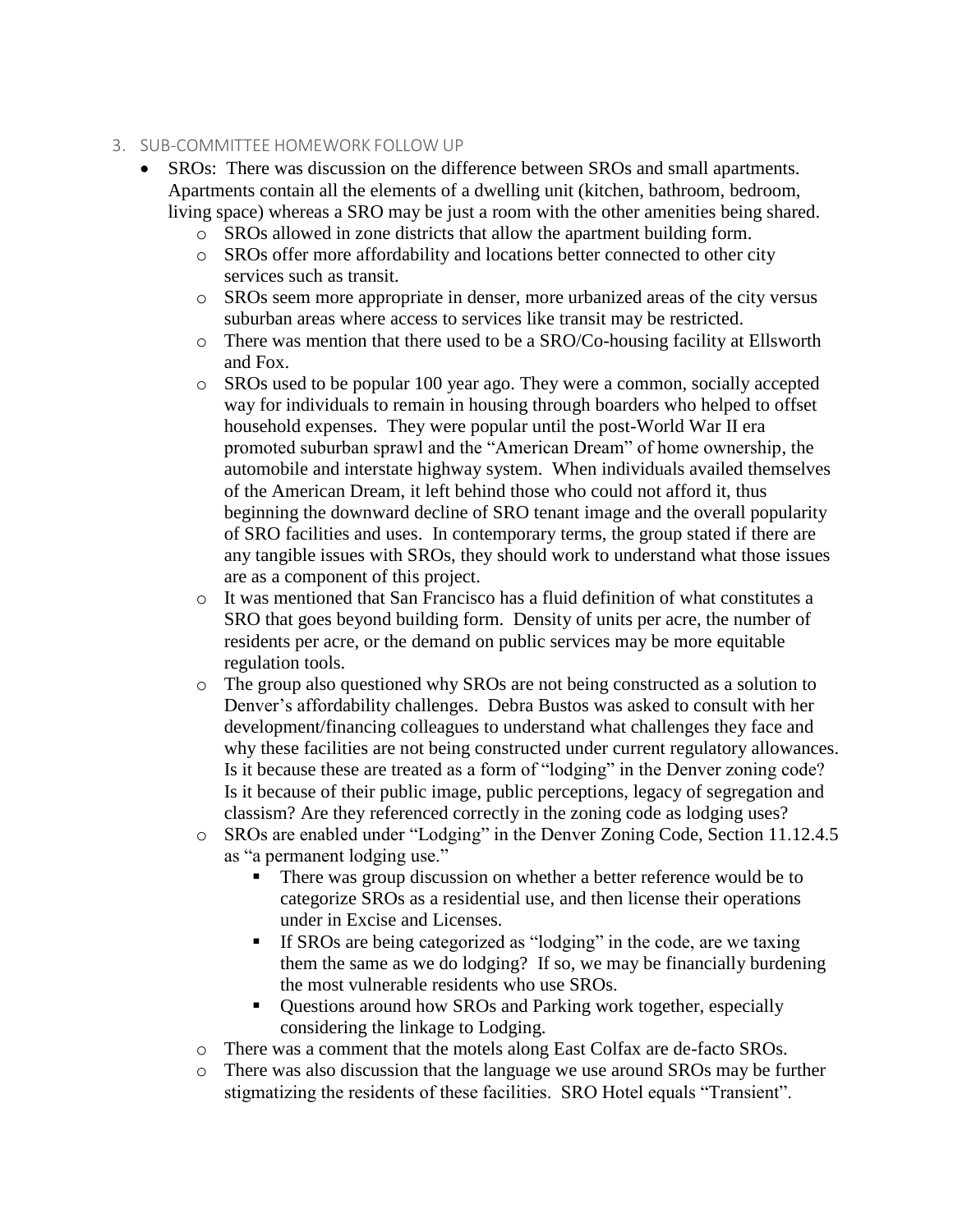3. SUB-COMMITTEE HOMEWORK FOLLOW UP

- SROs: There was discussion on the difference between SROs and small apartments. Apartments contain all the elements of a dwelling unit (kitchen, bathroom, bedroom, living space) whereas a SRO may be just a room with the other amenities being shared.
  - SROs allowed in zone districts that allow the apartment building form.
  - SROs offer more affordability and locations better connected to other city services such as transit.
  - SROs seem more appropriate in denser, more urbanized areas of the city versus suburban areas where access to services like transit may be restricted.
  - There was mention that there used to be a SRO/Co-housing facility at Ellsworth and Fox.
  - SROs used to be popular 100 year ago. They were a common, socially accepted way for individuals to remain in housing through boarders who helped to offset household expenses. They were popular until the post-World War II era promoted suburban sprawl and the "American Dream" of home ownership, the automobile and interstate highway system. When individuals availed themselves of the American Dream, it left behind those who could not afford it, thus beginning the downward decline of SRO tenant image and the overall popularity of SRO facilities and uses. In contemporary terms, the group stated if there are any tangible issues with SROs, they should work to understand what those issues are as a component of this project.
  - It was mentioned that San Francisco has a fluid definition of what constitutes a SRO that goes beyond building form. Density of units per acre, the number of residents per acre, or the demand on public services may be more equitable regulation tools.
  - The group also questioned why SROs are not being constructed as a solution to Denver's affordability challenges. Debra Bustos was asked to consult with her development/financing colleagues to understand what challenges they face and why these facilities are not being constructed under current regulatory allowances. Is it because these are treated as a form of "lodging" in the Denver zoning code? Is it because of their public image, public perceptions, legacy of segregation and classism? Are they referenced correctly in the zoning code as lodging uses?
  - SROs are enabled under "Lodging" in the Denver Zoning Code, Section 11.12.4.5 as "a permanent lodging use."
    - There was group discussion on whether a better reference would be to categorize SROs as a residential use, and then license their operations under in Excise and Licenses.
    - If SROs are being categorized as "lodging" in the code, are we taxing them the same as we do lodging? If so, we may be financially burdening the most vulnerable residents who use SROs.
    - Questions around how SROs and Parking work together, especially considering the linkage to Lodging.
  - There was a comment that the motels along East Colfax are de-facto SROs.
  - There was also discussion that the language we use around SROs may be further stigmatizing the residents of these facilities. SRO Hotel equals "Transient".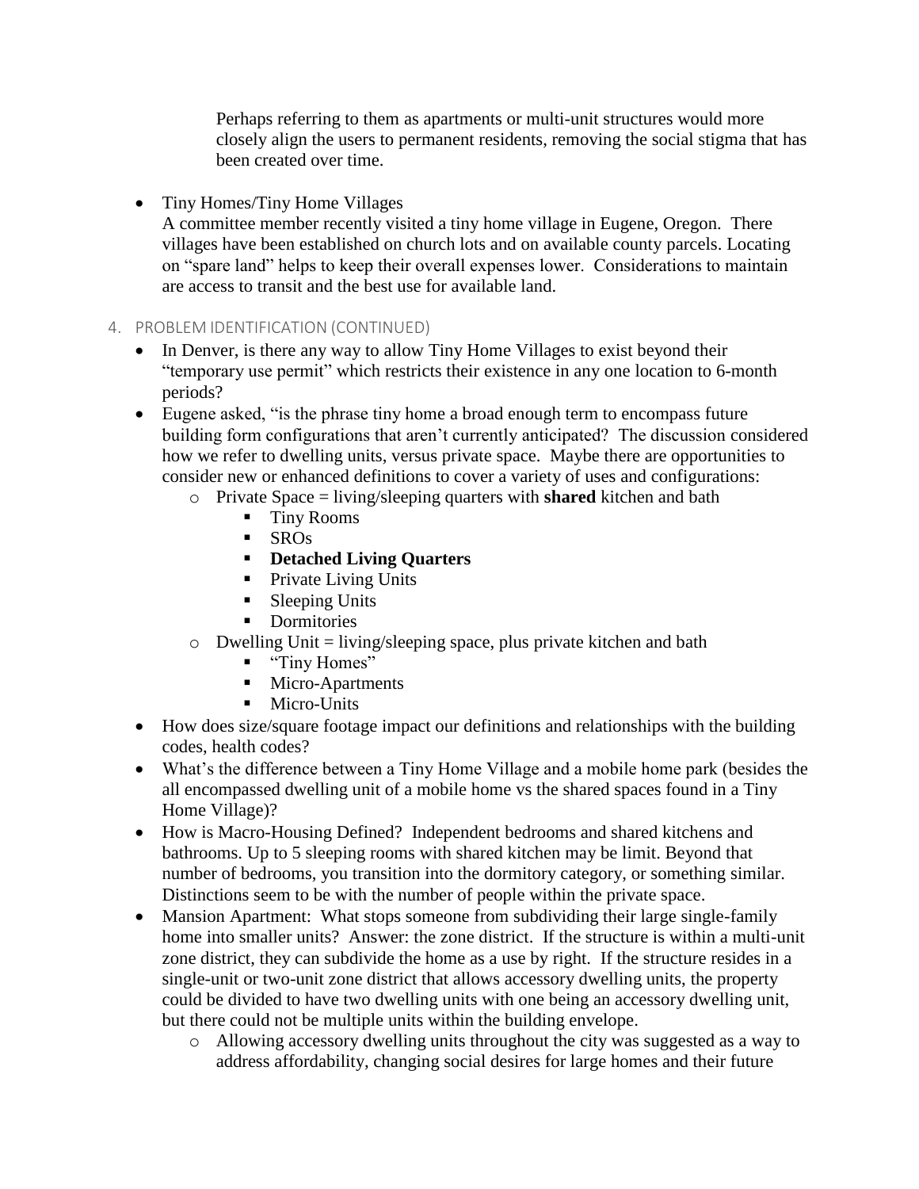Perhaps referring to them as apartments or multi-unit structures would more closely align the users to permanent residents, removing the social stigma that has been created over time.

- Tiny Homes/Tiny Home Villages
  A committee member recently visited a tiny home village in Eugene, Oregon. There villages have been established on church lots and on available county parcels. Locating on "spare land" helps to keep their overall expenses lower. Considerations to maintain are access to transit and the best use for available land.

4. PROBLEM IDENTIFICATION (CONTINUED)

- In Denver, is there any way to allow Tiny Home Villages to exist beyond their "temporary use permit" which restricts their existence in any one location to 6-month periods?
- Eugene asked, "is the phrase tiny home a broad enough term to encompass future building form configurations that aren't currently anticipated? The discussion considered how we refer to dwelling units, versus private space. Maybe there are opportunities to consider new or enhanced definitions to cover a variety of uses and configurations:
  - Private Space = living/sleeping quarters with **shared** kitchen and bath
    - Tiny Rooms
    - SROs
    - **Detached Living Quarters**
    - Private Living Units
    - Sleeping Units
    - Dormitories
  - Dwelling Unit = living/sleeping space, plus private kitchen and bath
    - "Tiny Homes"
    - Micro-Apartments
    - Micro-Units
- How does size/square footage impact our definitions and relationships with the building codes, health codes?
- What's the difference between a Tiny Home Village and a mobile home park (besides the all encompassed dwelling unit of a mobile home vs the shared spaces found in a Tiny Home Village)?
- How is Macro-Housing Defined? Independent bedrooms and shared kitchens and bathrooms. Up to 5 sleeping rooms with shared kitchen may be limit. Beyond that number of bedrooms, you transition into the dormitory category, or something similar. Distinctions seem to be with the number of people within the private space.
- Mansion Apartment: What stops someone from subdividing their large single-family home into smaller units? Answer: the zone district. If the structure is within a multi-unit zone district, they can subdivide the home as a use by right. If the structure resides in a single-unit or two-unit zone district that allows accessory dwelling units, the property could be divided to have two dwelling units with one being an accessory dwelling unit, but there could not be multiple units within the building envelope.
  - Allowing accessory dwelling units throughout the city was suggested as a way to address affordability, changing social desires for large homes and their future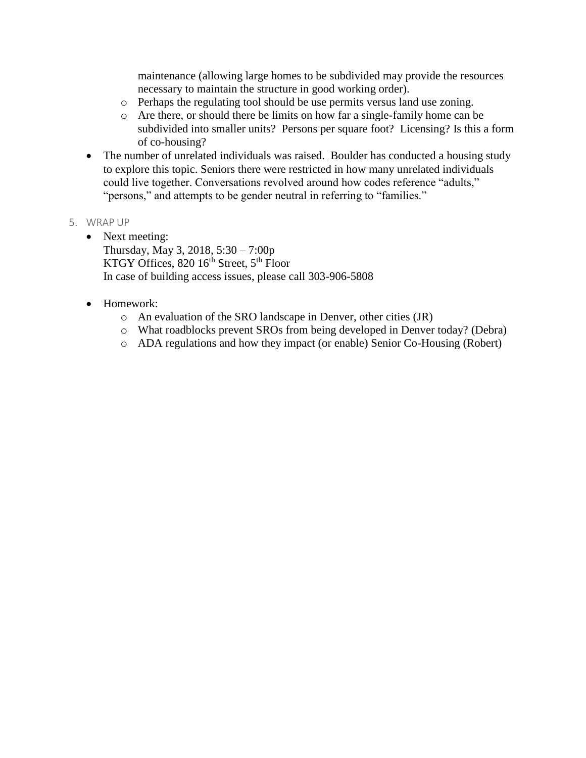maintenance (allowing large homes to be subdivided may provide the resources necessary to maintain the structure in good working order).
  - Perhaps the regulating tool should be use permits versus land use zoning.
  - Are there, or should there be limits on how far a single-family home can be subdivided into smaller units? Persons per square foot? Licensing? Is this a form of co-housing?
- The number of unrelated individuals was raised. Boulder has conducted a housing study to explore this topic. Seniors there were restricted in how many unrelated individuals could live together. Conversations revolved around how codes reference "adults," "persons," and attempts to be gender neutral in referring to "families."

5. WRAP UP

- Next meeting:
  Thursday, May 3, 2018, 5:30 – 7:00p
  KTGY Offices, 820 16th Street, 5th Floor
  In case of building access issues, please call 303-906-5808

- Homework:
  - An evaluation of the SRO landscape in Denver, other cities (JR)
  - What roadblocks prevent SROs from being developed in Denver today? (Debra)
  - ADA regulations and how they impact (or enable) Senior Co-Housing (Robert)